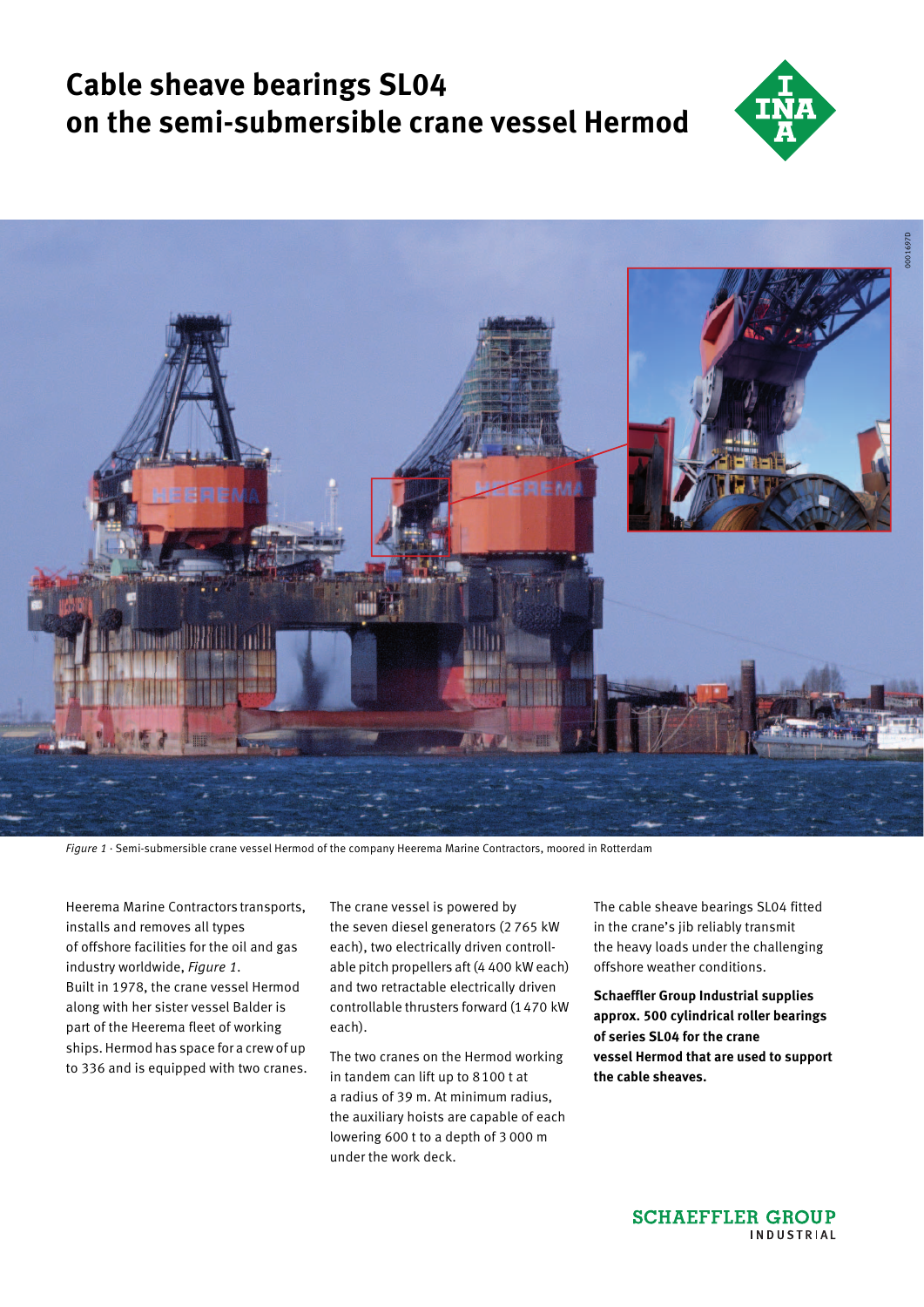# Cable sheave bearings SL04 on the semi-submersible crane vessel Hermod

*Figure 1* · Semi-submersible crane vessel Hermod of the company Heerema Marine Contractors, moored in Rotterdam

Heerema Marine Contractors transports, installs and removes all types of offshore facilities for the oil and gas industry worldwide, *Figure 1*. Built in 1978, the crane vessel Hermod along with her sister vessel Balder is part of the Heerema fleet of working ships. Hermod has space for a crew of up to 336 and is equipped with two cranes.

The crane vessel is powered by the seven diesel generators (2 765 kW each), two electrically driven controllable pitch propellers aft (4 400 kW each) and two retractable electrically driven controllable thrusters forward (1 470 kW each).

The two cranes on the Hermod working in tandem can lift up to 8 100 t at a radius of 39 m. At minimum radius, the auxiliary hoists are capable of each lowering 600 t to a depth of 3 000 m under the work deck.

The cable sheave bearings SL04 fitted in the crane's jib reliably transmit the heavy loads under the challenging offshore weather conditions.

**Schaeffler Group Industrial supplies approx. 500 cylindrical roller bearings of series SL04 for the crane vessel Hermod that are used to support the cable sheaves.**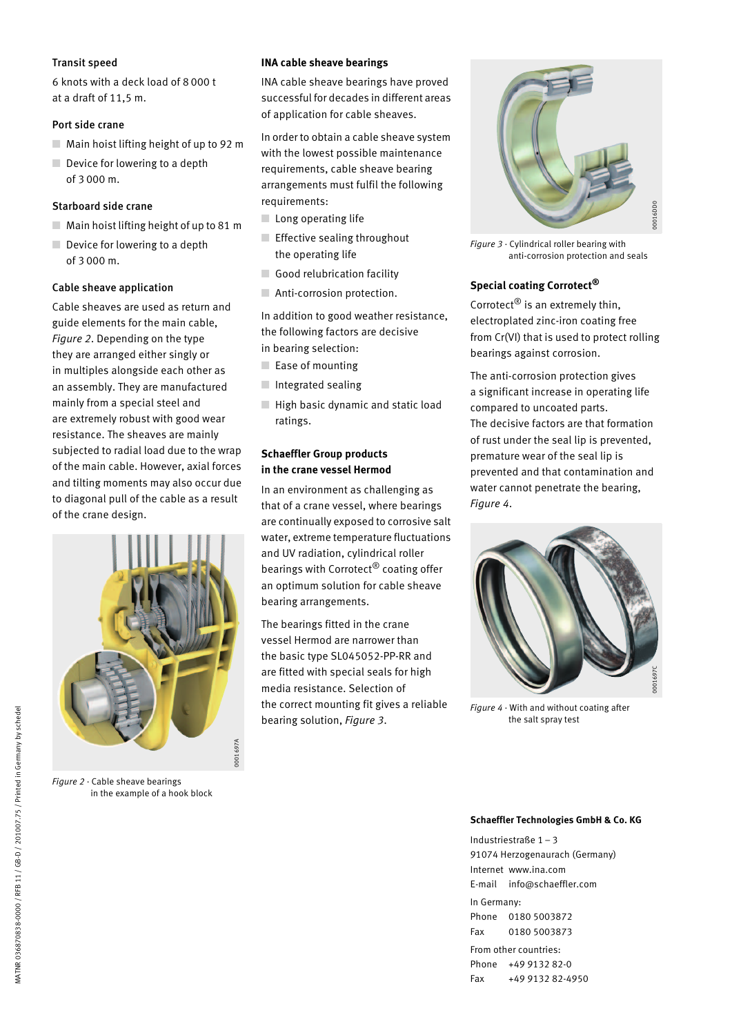### Transit speed

6 knots with a deck load of 8 000 t at a draft of 11,5 m.

### Port side crane

- Main hoist lifting height of up to 92 m
- Device for lowering to a depth of 3 000 m.

### Starboard side crane

- Main hoist lifting height of up to 81 m
- Device for lowering to a depth of 3 000 m.

### Cable sheave application

Cable sheaves are used as return and guide elements for the main cable, *Figure 2*. Depending on the type they are arranged either singly or in multiples alongside each other as an assembly. They are manufactured mainly from a special steel and are extremely robust with good wear resistance. The sheaves are mainly subjected to radial load due to the wrap of the main cable. However, axial forces and tilting moments may also occur due to diagonal pull of the cable as a result of the crane design.

*Figure 2* · Cable sheave bearings in the example of a hook block

### INA cable sheave bearings

INA cable sheave bearings have proved successful for decades in different areas of application for cable sheaves.

In order to obtain a cable sheave system with the lowest possible maintenance requirements, cable sheave bearing arrangements must fulfil the following requirements:

- Long operating life
- Effective sealing throughout the operating life
- Good relubrication facility
- Anti-corrosion protection.

In addition to good weather resistance, the following factors are decisive in bearing selection:

- Ease of mounting
- Integrated sealing
- High basic dynamic and static load ratings.

### Schaeffler Group products in the crane vessel Hermod

In an environment as challenging as that of a crane vessel, where bearings are continually exposed to corrosive salt water, extreme temperature fluctuations and UV radiation, cylindrical roller bearings with Corrotect® coating offer an optimum solution for cable sheave bearing arrangements.

The bearings fitted in the crane vessel Hermod are narrower than the basic type SL045052-PP-RR and are fitted with special seals for high media resistance. Selection of the correct mounting fit gives a reliable bearing solution, *Figure 3*.

*Figure 3* · Cylindrical roller bearing with anti-corrosion protection and seals

### Special coating Corrotect®

Corrotect® is an extremely thin, electroplated zinc-iron coating free from Cr(VI) that is used to protect rolling bearings against corrosion.

The anti-corrosion protection gives a significant increase in operating life compared to uncoated parts. The decisive factors are that formation of rust under the seal lip is prevented, premature wear of the seal lip is prevented and that contamination and water cannot penetrate the bearing, *Figure 4*.

*Figure 4* · With and without coating after the salt spray test

**Schaeffler Technologies GmbH & Co. KG**

Industriestraße 1 – 3
91074 Herzogenaurach (Germany)
Internet www.ina.com
E-mail info@schaeffler.com

In Germany:
Phone 0180 5003872
Fax 0180 5003873

From other countries:
Phone +49 9132 82-0
Fax +49 9132 82-4950

MATNR 036870838-0000 / RFB 11 / GB-D / 201007.75 / Printed in Germany by schedel